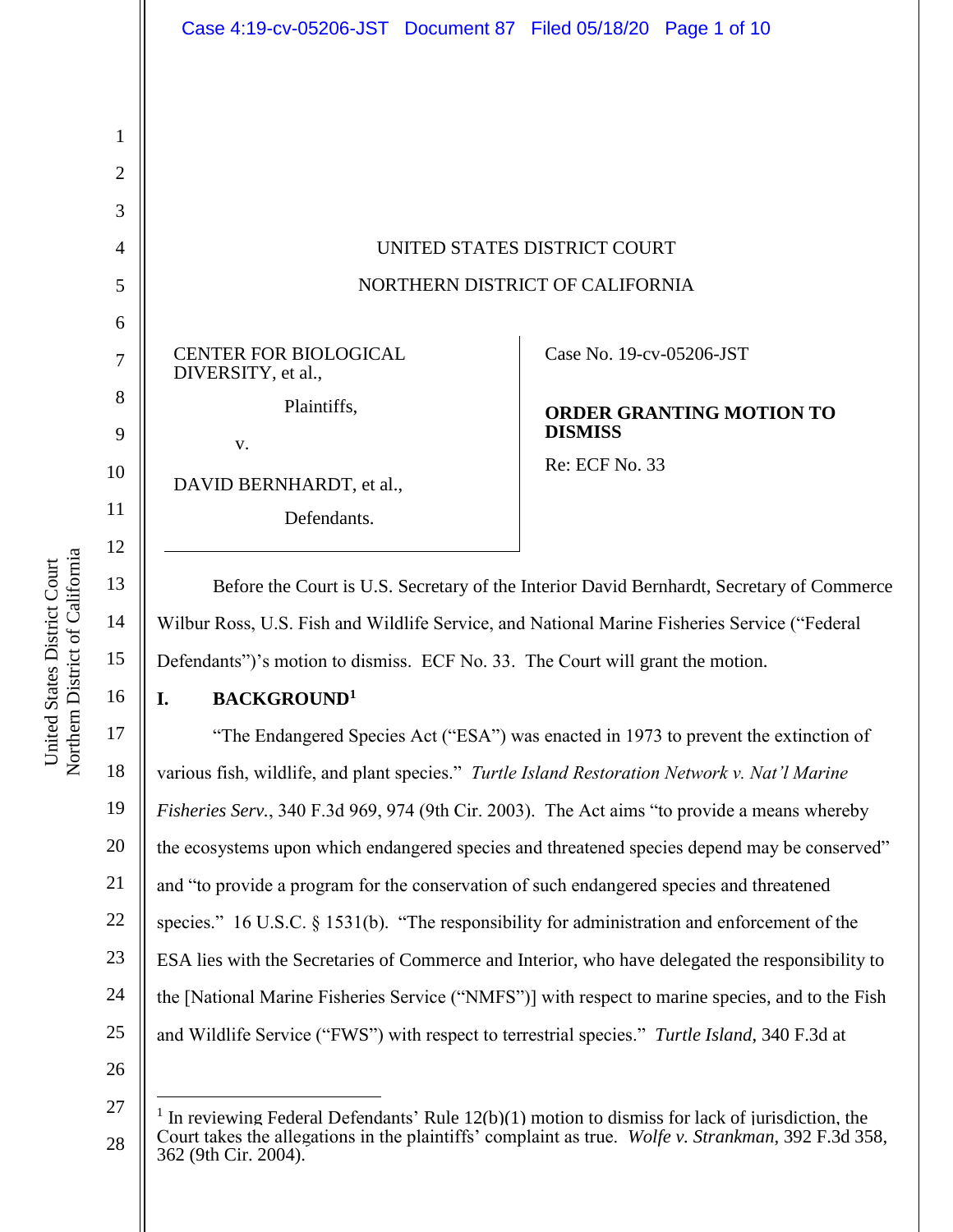UNITED STATES DISTRICT COURT

NORTHERN DISTRICT OF CALIFORNIA

CENTER FOR BIOLOGICAL DIVERSITY, et al.,

Plaintiffs,

v.

DAVID BERNHARDT, et al.,

Defendants.

Case No. 19-cv-05206-JST

**ORDER GRANTING MOTION TO DISMISS**

Re: ECF No. 33

Before the Court is U.S. Secretary of the Interior David Bernhardt, Secretary of Commerce Wilbur Ross, U.S. Fish and Wildlife Service, and National Marine Fisheries Service ("Federal Defendants")'s motion to dismiss. ECF No. 33. The Court will grant the motion.

## I. BACKGROUND[1]

"The Endangered Species Act ("ESA") was enacted in 1973 to prevent the extinction of various fish, wildlife, and plant species." *Turtle Island Restoration Network v. Nat'l Marine Fisheries Serv.*, 340 F.3d 969, 974 (9th Cir. 2003). The Act aims "to provide a means whereby the ecosystems upon which endangered species and threatened species depend may be conserved" and "to provide a program for the conservation of such endangered species and threatened species." 16 U.S.C. § 1531(b). "The responsibility for administration and enforcement of the ESA lies with the Secretaries of Commerce and Interior, who have delegated the responsibility to the [National Marine Fisheries Service ("NMFS")] with respect to marine species, and to the Fish and Wildlife Service ("FWS") with respect to terrestrial species." *Turtle Island*, 340 F.3d at

[1] In reviewing Federal Defendants' Rule 12(b)(1) motion to dismiss for lack of jurisdiction, the Court takes the allegations in the plaintiffs' complaint as true. *Wolfe v. Strankman*, 392 F.3d 358, 362 (9th Cir. 2004).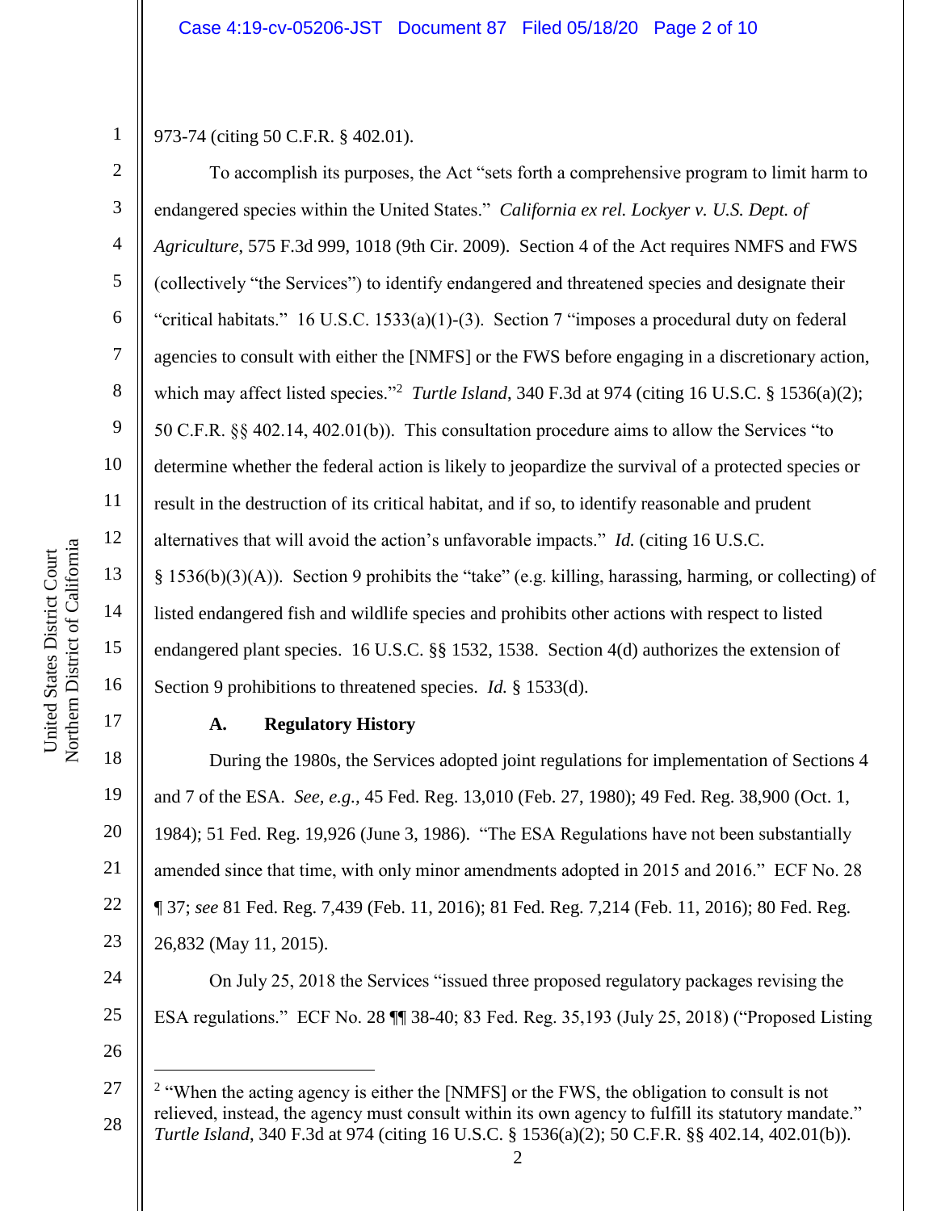973-74 (citing 50 C.F.R. § 402.01).

To accomplish its purposes, the Act "sets forth a comprehensive program to limit harm to endangered species within the United States." *California ex rel. Lockyer v. U.S. Dept. of Agriculture*, 575 F.3d 999, 1018 (9th Cir. 2009). Section 4 of the Act requires NMFS and FWS (collectively "the Services") to identify endangered and threatened species and designate their "critical habitats." 16 U.S.C. 1533(a)(1)-(3). Section 7 "imposes a procedural duty on federal agencies to consult with either the [NMFS] or the FWS before engaging in a discretionary action, which may affect listed species."[2] *Turtle Island*, 340 F.3d at 974 (citing 16 U.S.C. § 1536(a)(2); 50 C.F.R. §§ 402.14, 402.01(b)). This consultation procedure aims to allow the Services "to determine whether the federal action is likely to jeopardize the survival of a protected species or result in the destruction of its critical habitat, and if so, to identify reasonable and prudent alternatives that will avoid the action's unfavorable impacts." *Id.* (citing 16 U.S.C. § 1536(b)(3)(A)). Section 9 prohibits the "take" (e.g. killing, harassing, harming, or collecting) of listed endangered fish and wildlife species and prohibits other actions with respect to listed endangered plant species. 16 U.S.C. §§ 1532, 1538. Section 4(d) authorizes the extension of Section 9 prohibitions to threatened species. *Id.* § 1533(d).

**A. Regulatory History**

During the 1980s, the Services adopted joint regulations for implementation of Sections 4 and 7 of the ESA. *See, e.g.,* 45 Fed. Reg. 13,010 (Feb. 27, 1980); 49 Fed. Reg. 38,900 (Oct. 1, 1984); 51 Fed. Reg. 19,926 (June 3, 1986). "The ESA Regulations have not been substantially amended since that time, with only minor amendments adopted in 2015 and 2016." ECF No. 28 ¶ 37; *see* 81 Fed. Reg. 7,439 (Feb. 11, 2016); 81 Fed. Reg. 7,214 (Feb. 11, 2016); 80 Fed. Reg. 26,832 (May 11, 2015).

On July 25, 2018 the Services "issued three proposed regulatory packages revising the ESA regulations." ECF No. 28 ¶¶ 38-40; 83 Fed. Reg. 35,193 (July 25, 2018) ("Proposed Listing

[2] "When the acting agency is either the [NMFS] or the FWS, the obligation to consult is not relieved, instead, the agency must consult within its own agency to fulfill its statutory mandate." *Turtle Island*, 340 F.3d at 974 (citing 16 U.S.C. § 1536(a)(2); 50 C.F.R. §§ 402.14, 402.01(b)).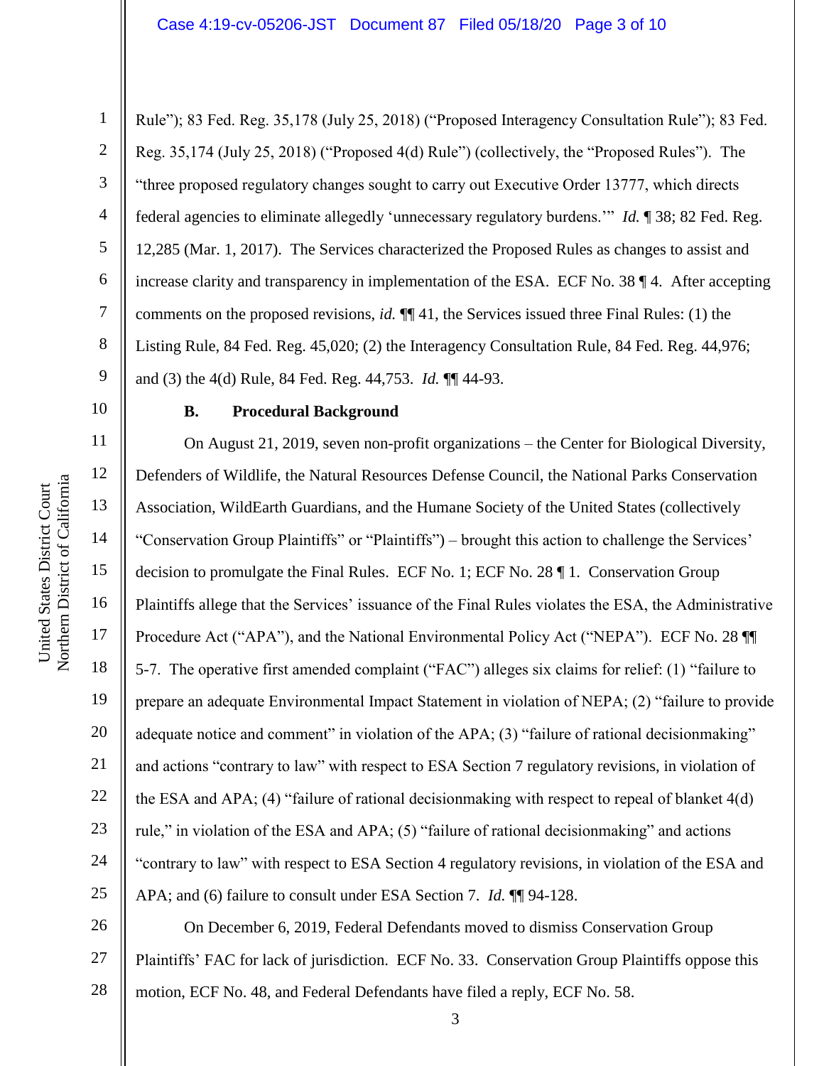Rule"); 83 Fed. Reg. 35,178 (July 25, 2018) ("Proposed Interagency Consultation Rule"); 83 Fed. Reg. 35,174 (July 25, 2018) ("Proposed 4(d) Rule") (collectively, the "Proposed Rules"). The "three proposed regulatory changes sought to carry out Executive Order 13777, which directs federal agencies to eliminate allegedly 'unnecessary regulatory burdens.'" *Id.* ¶ 38; 82 Fed. Reg. 12,285 (Mar. 1, 2017). The Services characterized the Proposed Rules as changes to assist and increase clarity and transparency in implementation of the ESA. ECF No. 38 ¶ 4. After accepting comments on the proposed revisions, *id.* ¶¶ 41, the Services issued three Final Rules: (1) the Listing Rule, 84 Fed. Reg. 45,020; (2) the Interagency Consultation Rule, 84 Fed. Reg. 44,976; and (3) the 4(d) Rule, 84 Fed. Reg. 44,753. *Id.* ¶¶ 44-93.

**B. Procedural Background**

On August 21, 2019, seven non-profit organizations – the Center for Biological Diversity, Defenders of Wildlife, the Natural Resources Defense Council, the National Parks Conservation Association, WildEarth Guardians, and the Humane Society of the United States (collectively "Conservation Group Plaintiffs" or "Plaintiffs") – brought this action to challenge the Services' decision to promulgate the Final Rules. ECF No. 1; ECF No. 28 ¶ 1. Conservation Group Plaintiffs allege that the Services' issuance of the Final Rules violates the ESA, the Administrative Procedure Act ("APA"), and the National Environmental Policy Act ("NEPA"). ECF No. 28 ¶¶ 5-7. The operative first amended complaint ("FAC") alleges six claims for relief: (1) "failure to prepare an adequate Environmental Impact Statement in violation of NEPA; (2) "failure to provide adequate notice and comment" in violation of the APA; (3) "failure of rational decisionmaking" and actions "contrary to law" with respect to ESA Section 7 regulatory revisions, in violation of the ESA and APA; (4) "failure of rational decisionmaking with respect to repeal of blanket 4(d) rule," in violation of the ESA and APA; (5) "failure of rational decisionmaking" and actions "contrary to law" with respect to ESA Section 4 regulatory revisions, in violation of the ESA and APA; and (6) failure to consult under ESA Section 7. *Id.* ¶¶ 94-128.

On December 6, 2019, Federal Defendants moved to dismiss Conservation Group Plaintiffs' FAC for lack of jurisdiction. ECF No. 33. Conservation Group Plaintiffs oppose this motion, ECF No. 48, and Federal Defendants have filed a reply, ECF No. 58.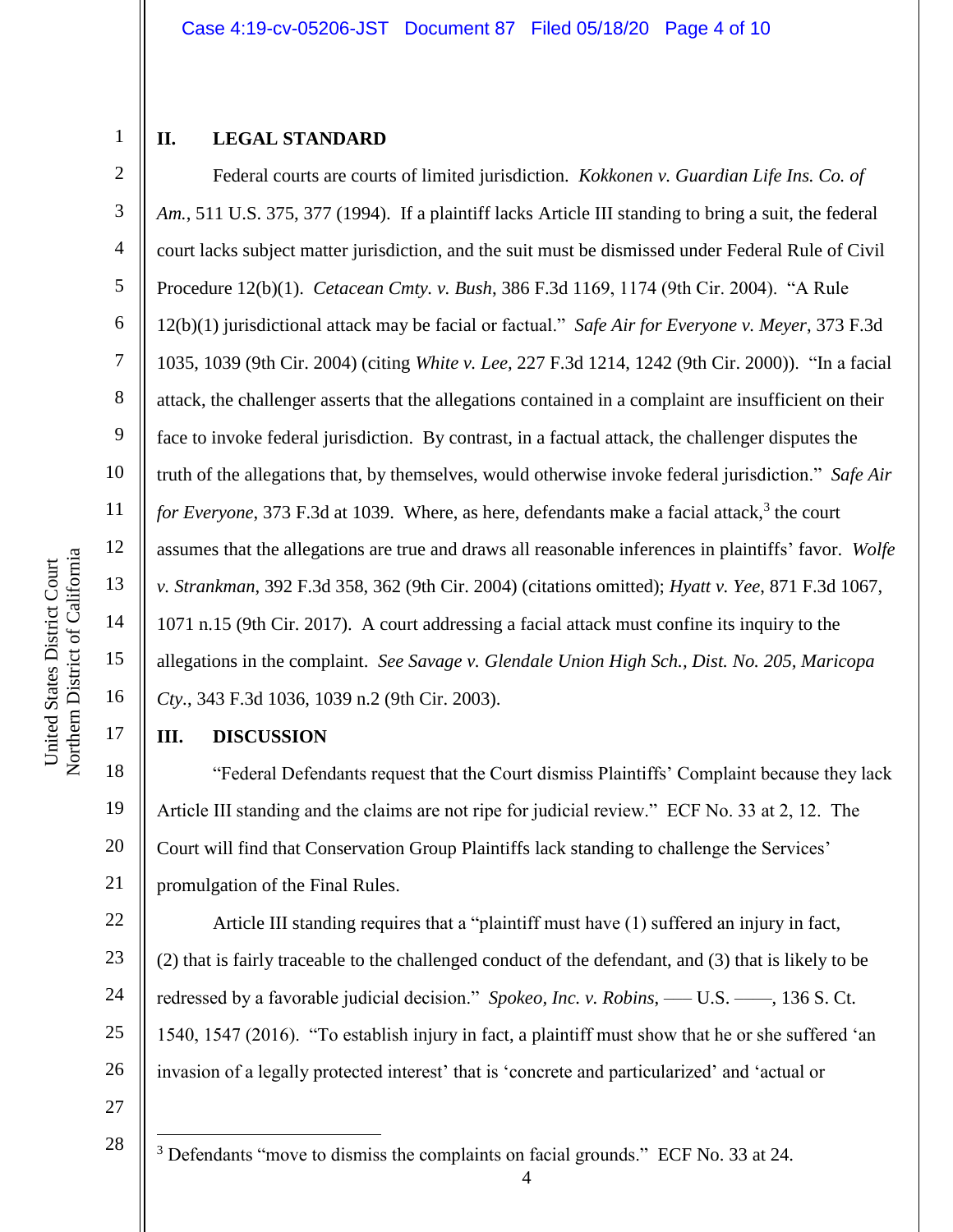## II. LEGAL STANDARD

Federal courts are courts of limited jurisdiction. *Kokkonen v. Guardian Life Ins. Co. of Am.*, 511 U.S. 375, 377 (1994). If a plaintiff lacks Article III standing to bring a suit, the federal court lacks subject matter jurisdiction, and the suit must be dismissed under Federal Rule of Civil Procedure 12(b)(1). *Cetacean Cmty. v. Bush*, 386 F.3d 1169, 1174 (9th Cir. 2004). "A Rule 12(b)(1) jurisdictional attack may be facial or factual." *Safe Air for Everyone v. Meyer*, 373 F.3d 1035, 1039 (9th Cir. 2004) (citing *White v. Lee*, 227 F.3d 1214, 1242 (9th Cir. 2000)). "In a facial attack, the challenger asserts that the allegations contained in a complaint are insufficient on their face to invoke federal jurisdiction. By contrast, in a factual attack, the challenger disputes the truth of the allegations that, by themselves, would otherwise invoke federal jurisdiction." *Safe Air for Everyone*, 373 F.3d at 1039. Where, as here, defendants make a facial attack,[3] the court assumes that the allegations are true and draws all reasonable inferences in plaintiffs' favor. *Wolfe v. Strankman*, 392 F.3d 358, 362 (9th Cir. 2004) (citations omitted); *Hyatt v. Yee*, 871 F.3d 1067, 1071 n.15 (9th Cir. 2017). A court addressing a facial attack must confine its inquiry to the allegations in the complaint. *See Savage v. Glendale Union High Sch., Dist. No. 205, Maricopa Cty.*, 343 F.3d 1036, 1039 n.2 (9th Cir. 2003).

## III. DISCUSSION

"Federal Defendants request that the Court dismiss Plaintiffs' Complaint because they lack Article III standing and the claims are not ripe for judicial review." ECF No. 33 at 2, 12. The Court will find that Conservation Group Plaintiffs lack standing to challenge the Services' promulgation of the Final Rules.

Article III standing requires that a "plaintiff must have (1) suffered an injury in fact, (2) that is fairly traceable to the challenged conduct of the defendant, and (3) that is likely to be redressed by a favorable judicial decision." *Spokeo, Inc. v. Robins*, ––– U.S. ––––, 136 S. Ct. 1540, 1547 (2016). "To establish injury in fact, a plaintiff must show that he or she suffered 'an invasion of a legally protected interest' that is 'concrete and particularized' and 'actual or

---

[3] Defendants "move to dismiss the complaints on facial grounds." ECF No. 33 at 24.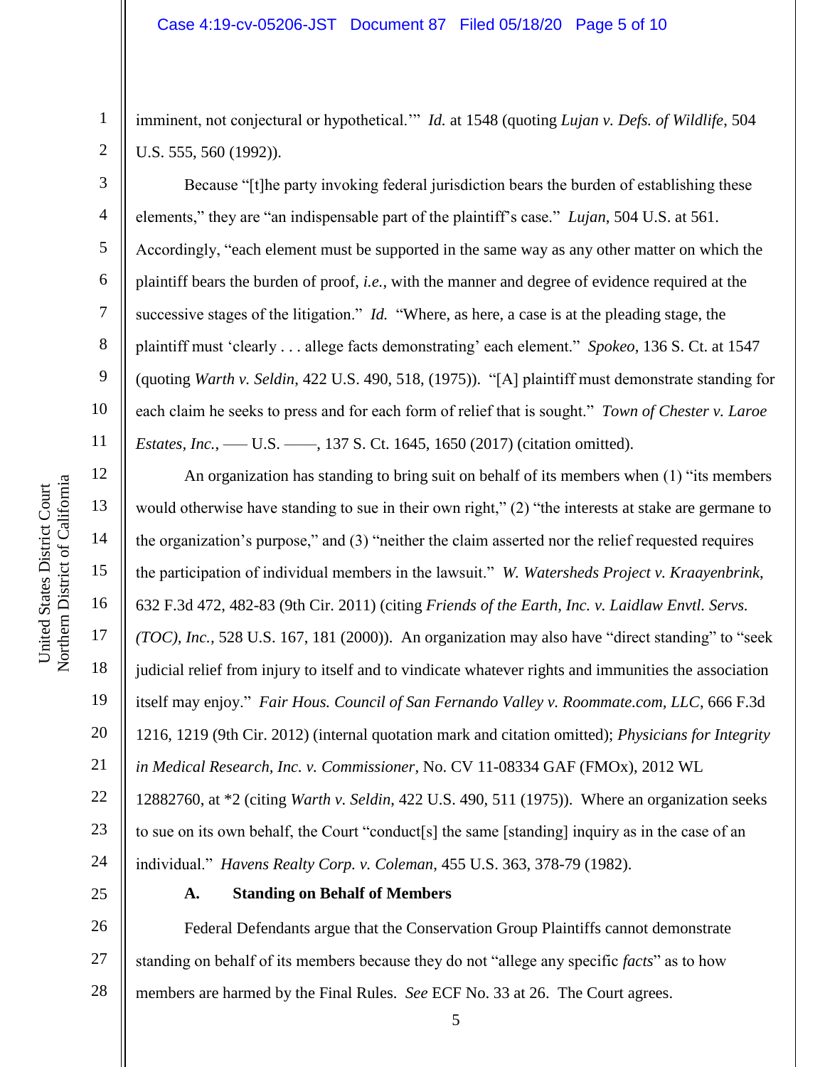imminent, not conjectural or hypothetical.'" *Id.* at 1548 (quoting *Lujan v. Defs. of Wildlife*, 504 U.S. 555, 560 (1992)).

Because "[t]he party invoking federal jurisdiction bears the burden of establishing these elements," they are "an indispensable part of the plaintiff's case." *Lujan*, 504 U.S. at 561. Accordingly, "each element must be supported in the same way as any other matter on which the plaintiff bears the burden of proof, *i.e.*, with the manner and degree of evidence required at the successive stages of the litigation." *Id.* "Where, as here, a case is at the pleading stage, the plaintiff must 'clearly . . . allege facts demonstrating' each element." *Spokeo*, 136 S. Ct. at 1547 (quoting *Warth v. Seldin*, 422 U.S. 490, 518, (1975)). "[A] plaintiff must demonstrate standing for each claim he seeks to press and for each form of relief that is sought." *Town of Chester v. Laroe Estates, Inc.*, ––– U.S. ––––, 137 S. Ct. 1645, 1650 (2017) (citation omitted).

An organization has standing to bring suit on behalf of its members when (1) "its members would otherwise have standing to sue in their own right," (2) "the interests at stake are germane to the organization's purpose," and (3) "neither the claim asserted nor the relief requested requires the participation of individual members in the lawsuit." *W. Watersheds Project v. Kraayenbrink*, 632 F.3d 472, 482-83 (9th Cir. 2011) (citing *Friends of the Earth, Inc. v. Laidlaw Envtl. Servs. (TOC), Inc.*, 528 U.S. 167, 181 (2000)). An organization may also have "direct standing" to "seek judicial relief from injury to itself and to vindicate whatever rights and immunities the association itself may enjoy." *Fair Hous. Council of San Fernando Valley v. Roommate.com, LLC*, 666 F.3d 1216, 1219 (9th Cir. 2012) (internal quotation mark and citation omitted); *Physicians for Integrity in Medical Research, Inc. v. Commissioner*, No. CV 11-08334 GAF (FMOx), 2012 WL 12882760, at *2 (citing *Warth v. Seldin*, 422 U.S. 490, 511 (1975)). Where an organization seeks to sue on its own behalf, the Court "conduct[s] the same [standing] inquiry as in the case of an individual." *Havens Realty Corp. v. Coleman*, 455 U.S. 363, 378-79 (1982).

### A. Standing on Behalf of Members

Federal Defendants argue that the Conservation Group Plaintiffs cannot demonstrate standing on behalf of its members because they do not "allege any specific *facts*" as to how members are harmed by the Final Rules. *See* ECF No. 33 at 26. The Court agrees.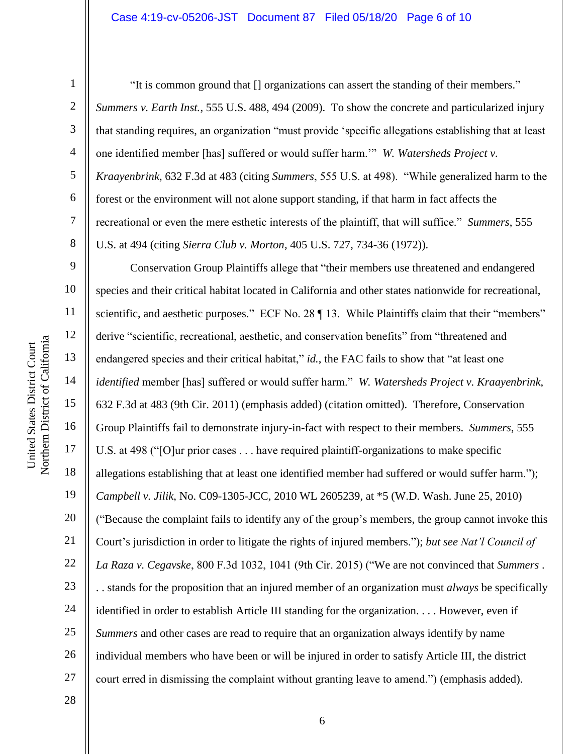"It is common ground that [] organizations can assert the standing of their members." *Summers v. Earth Inst.*, 555 U.S. 488, 494 (2009). To show the concrete and particularized injury that standing requires, an organization "must provide 'specific allegations establishing that at least one identified member [has] suffered or would suffer harm.'" *W. Watersheds Project v. Kraayenbrink*, 632 F.3d at 483 (citing *Summers*, 555 U.S. at 498). "While generalized harm to the forest or the environment will not alone support standing, if that harm in fact affects the recreational or even the mere esthetic interests of the plaintiff, that will suffice." *Summers*, 555 U.S. at 494 (citing *Sierra Club v. Morton*, 405 U.S. 727, 734-36 (1972)).

Conservation Group Plaintiffs allege that "their members use threatened and endangered species and their critical habitat located in California and other states nationwide for recreational, scientific, and aesthetic purposes." ECF No. 28 ¶ 13. While Plaintiffs claim that their "members" derive "scientific, recreational, aesthetic, and conservation benefits" from "threatened and endangered species and their critical habitat," *id.*, the FAC fails to show that "at least one *identified* member [has] suffered or would suffer harm." *W. Watersheds Project v. Kraayenbrink*, 632 F.3d at 483 (9th Cir. 2011) (emphasis added) (citation omitted). Therefore, Conservation Group Plaintiffs fail to demonstrate injury-in-fact with respect to their members. *Summers*, 555 U.S. at 498 ("[O]ur prior cases . . . have required plaintiff-organizations to make specific allegations establishing that at least one identified member had suffered or would suffer harm."); *Campbell v. Jilik*, No. C09-1305-JCC, 2010 WL 2605239, at *5 (W.D. Wash. June 25, 2010) ("Because the complaint fails to identify any of the group's members, the group cannot invoke this Court's jurisdiction in order to litigate the rights of injured members."); *but see Nat'l Council of La Raza v. Cegavske*, 800 F.3d 1032, 1041 (9th Cir. 2015) ("We are not convinced that *Summers* . . . stands for the proposition that an injured member of an organization must *always* be specifically identified in order to establish Article III standing for the organization. . . . However, even if *Summers* and other cases are read to require that an organization always identify by name individual members who have been or will be injured in order to satisfy Article III, the district court erred in dismissing the complaint without granting leave to amend.") (emphasis added).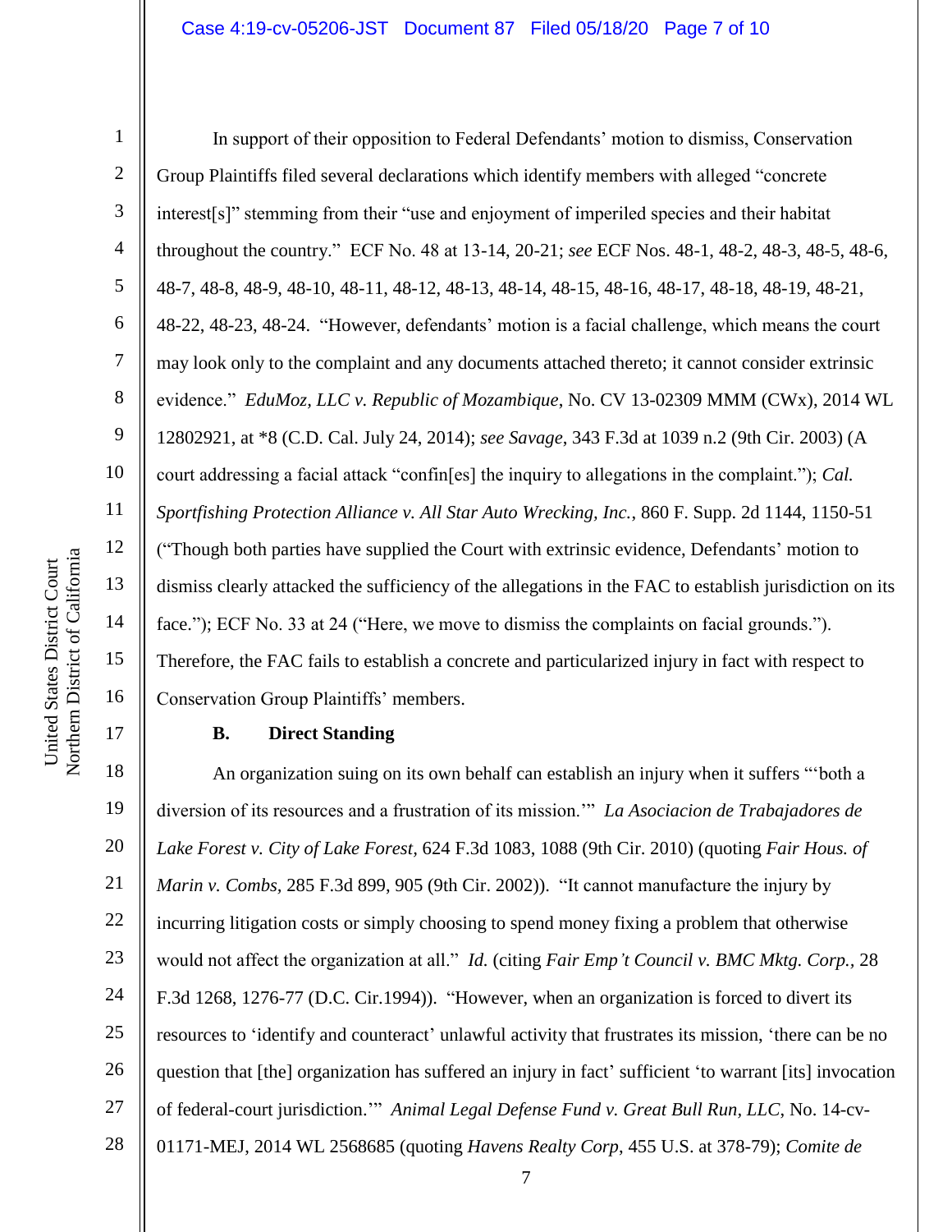In support of their opposition to Federal Defendants' motion to dismiss, Conservation Group Plaintiffs filed several declarations which identify members with alleged "concrete interest[s]" stemming from their "use and enjoyment of imperiled species and their habitat throughout the country." ECF No. 48 at 13-14, 20-21; *see* ECF Nos. 48-1, 48-2, 48-3, 48-5, 48-6, 48-7, 48-8, 48-9, 48-10, 48-11, 48-12, 48-13, 48-14, 48-15, 48-16, 48-17, 48-18, 48-19, 48-21, 48-22, 48-23, 48-24. "However, defendants' motion is a facial challenge, which means the court may look only to the complaint and any documents attached thereto; it cannot consider extrinsic evidence." *EduMoz, LLC v. Republic of Mozambique*, No. CV 13-02309 MMM (CWx), 2014 WL 12802921, at *8 (C.D. Cal. July 24, 2014); *see Savage*, 343 F.3d at 1039 n.2 (9th Cir. 2003) (A court addressing a facial attack "confin[es] the inquiry to allegations in the complaint."); *Cal. Sportfishing Protection Alliance v. All Star Auto Wrecking, Inc.*, 860 F. Supp. 2d 1144, 1150-51 ("Though both parties have supplied the Court with extrinsic evidence, Defendants' motion to dismiss clearly attacked the sufficiency of the allegations in the FAC to establish jurisdiction on its face."); ECF No. 33 at 24 ("Here, we move to dismiss the complaints on facial grounds."). Therefore, the FAC fails to establish a concrete and particularized injury in fact with respect to Conservation Group Plaintiffs' members.

### B. Direct Standing

An organization suing on its own behalf can establish an injury when it suffers "'both a diversion of its resources and a frustration of its mission.'" *La Asociacion de Trabajadores de Lake Forest v. City of Lake Forest*, 624 F.3d 1083, 1088 (9th Cir. 2010) (quoting *Fair Hous. of Marin v. Combs*, 285 F.3d 899, 905 (9th Cir. 2002)). "It cannot manufacture the injury by incurring litigation costs or simply choosing to spend money fixing a problem that otherwise would not affect the organization at all." *Id.* (citing *Fair Emp't Council v. BMC Mktg. Corp.*, 28 F.3d 1268, 1276-77 (D.C. Cir.1994)). "However, when an organization is forced to divert its resources to 'identify and counteract' unlawful activity that frustrates its mission, 'there can be no question that [the] organization has suffered an injury in fact' sufficient 'to warrant [its] invocation of federal-court jurisdiction.'" *Animal Legal Defense Fund v. Great Bull Run, LLC*, No. 14-cv-01171-MEJ, 2014 WL 2568685 (quoting *Havens Realty Corp*, 455 U.S. at 378-79); *Comite de*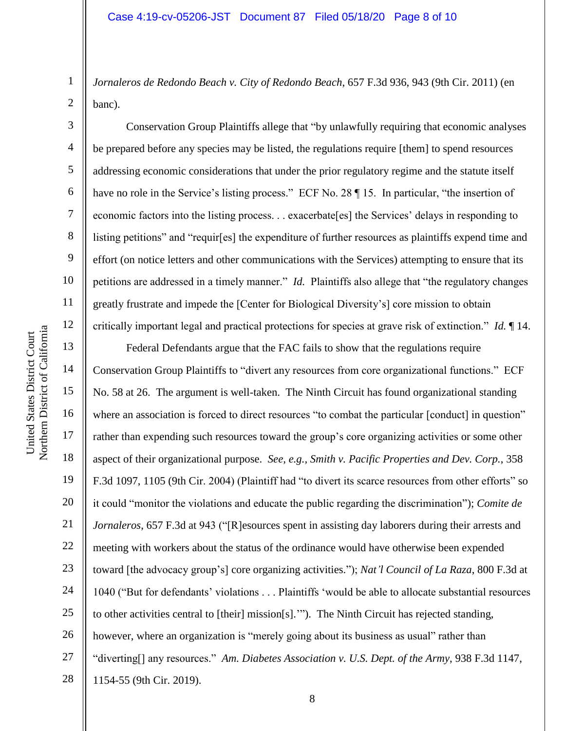*Jornaleros de Redondo Beach v. City of Redondo Beach*, 657 F.3d 936, 943 (9th Cir. 2011) (en banc).

Conservation Group Plaintiffs allege that "by unlawfully requiring that economic analyses be prepared before any species may be listed, the regulations require [them] to spend resources addressing economic considerations that under the prior regulatory regime and the statute itself have no role in the Service's listing process." ECF No. 28 ¶ 15. In particular, "the insertion of economic factors into the listing process. . . exacerbate[es] the Services' delays in responding to listing petitions" and "requir[es] the expenditure of further resources as plaintiffs expend time and effort (on notice letters and other communications with the Services) attempting to ensure that its petitions are addressed in a timely manner." *Id.* Plaintiffs also allege that "the regulatory changes greatly frustrate and impede the [Center for Biological Diversity's] core mission to obtain critically important legal and practical protections for species at grave risk of extinction." *Id.* ¶ 14.

Federal Defendants argue that the FAC fails to show that the regulations require Conservation Group Plaintiffs to "divert any resources from core organizational functions." ECF No. 58 at 26. The argument is well-taken. The Ninth Circuit has found organizational standing where an association is forced to direct resources "to combat the particular [conduct] in question" rather than expending such resources toward the group's core organizing activities or some other aspect of their organizational purpose. *See, e.g., Smith v. Pacific Properties and Dev. Corp.*, 358 F.3d 1097, 1105 (9th Cir. 2004) (Plaintiff had "to divert its scarce resources from other efforts" so it could "monitor the violations and educate the public regarding the discrimination"); *Comite de Jornaleros*, 657 F.3d at 943 ("[R]esources spent in assisting day laborers during their arrests and meeting with workers about the status of the ordinance would have otherwise been expended toward [the advocacy group's] core organizing activities."); *Nat'l Council of La Raza*, 800 F.3d at 1040 ("But for defendants' violations . . . Plaintiffs 'would be able to allocate substantial resources to other activities central to [their] mission[s].'"). The Ninth Circuit has rejected standing, however, where an organization is "merely going about its business as usual" rather than "diverting[] any resources." *Am. Diabetes Association v. U.S. Dept. of the Army*, 938 F.3d 1147, 1154-55 (9th Cir. 2019).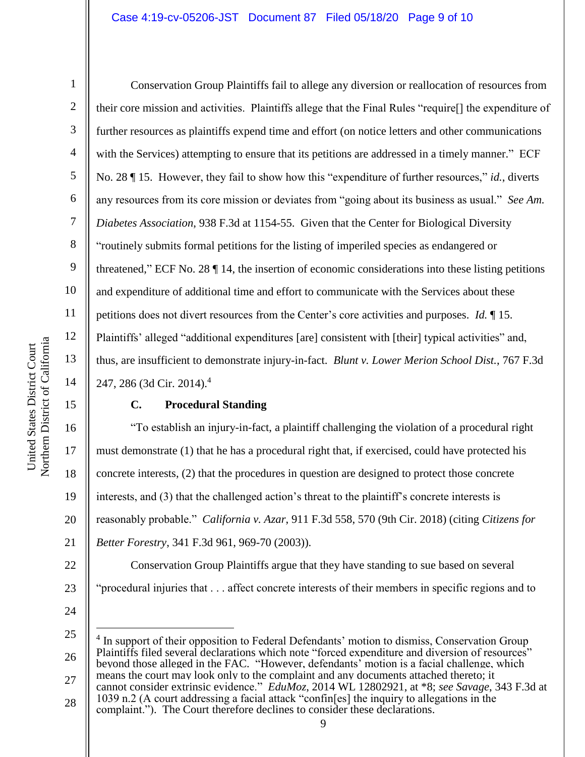Conservation Group Plaintiffs fail to allege any diversion or reallocation of resources from their core mission and activities. Plaintiffs allege that the Final Rules "require[] the expenditure of further resources as plaintiffs expend time and effort (on notice letters and other communications with the Services) attempting to ensure that its petitions are addressed in a timely manner." ECF No. 28 ¶ 15. However, they fail to show how this "expenditure of further resources," *id.*, diverts any resources from its core mission or deviates from "going about its business as usual." *See Am. Diabetes Association*, 938 F.3d at 1154-55. Given that the Center for Biological Diversity "routinely submits formal petitions for the listing of imperiled species as endangered or threatened," ECF No. 28 ¶ 14, the insertion of economic considerations into these listing petitions and expenditure of additional time and effort to communicate with the Services about these petitions does not divert resources from the Center's core activities and purposes. *Id.* ¶ 15. Plaintiffs' alleged "additional expenditures [are] consistent with [their] typical activities" and, thus, are insufficient to demonstrate injury-in-fact. *Blunt v. Lower Merion School Dist.*, 767 F.3d 247, 286 (3d Cir. 2014).[4]

### C. Procedural Standing

"To establish an injury-in-fact, a plaintiff challenging the violation of a procedural right must demonstrate (1) that he has a procedural right that, if exercised, could have protected his concrete interests, (2) that the procedures in question are designed to protect those concrete interests, and (3) that the challenged action's threat to the plaintiff's concrete interests is reasonably probable." *California v. Azar*, 911 F.3d 558, 570 (9th Cir. 2018) (citing *Citizens for Better Forestry*, 341 F.3d 961, 969-70 (2003)).

Conservation Group Plaintiffs argue that they have standing to sue based on several "procedural injuries that . . . affect concrete interests of their members in specific regions and to

---

[4] In support of their opposition to Federal Defendants' motion to dismiss, Conservation Group Plaintiffs filed several declarations which note "forced expenditure and diversion of resources" beyond those alleged in the FAC. "However, defendants' motion is a facial challenge, which means the court may look only to the complaint and any documents attached thereto; it cannot consider extrinsic evidence." *EduMoz*, 2014 WL 12802921, at *8; *see Savage*, 343 F.3d at 1039 n.2 (A court addressing a facial attack "confin[es] the inquiry to allegations in the complaint."). The Court therefore declines to consider these declarations.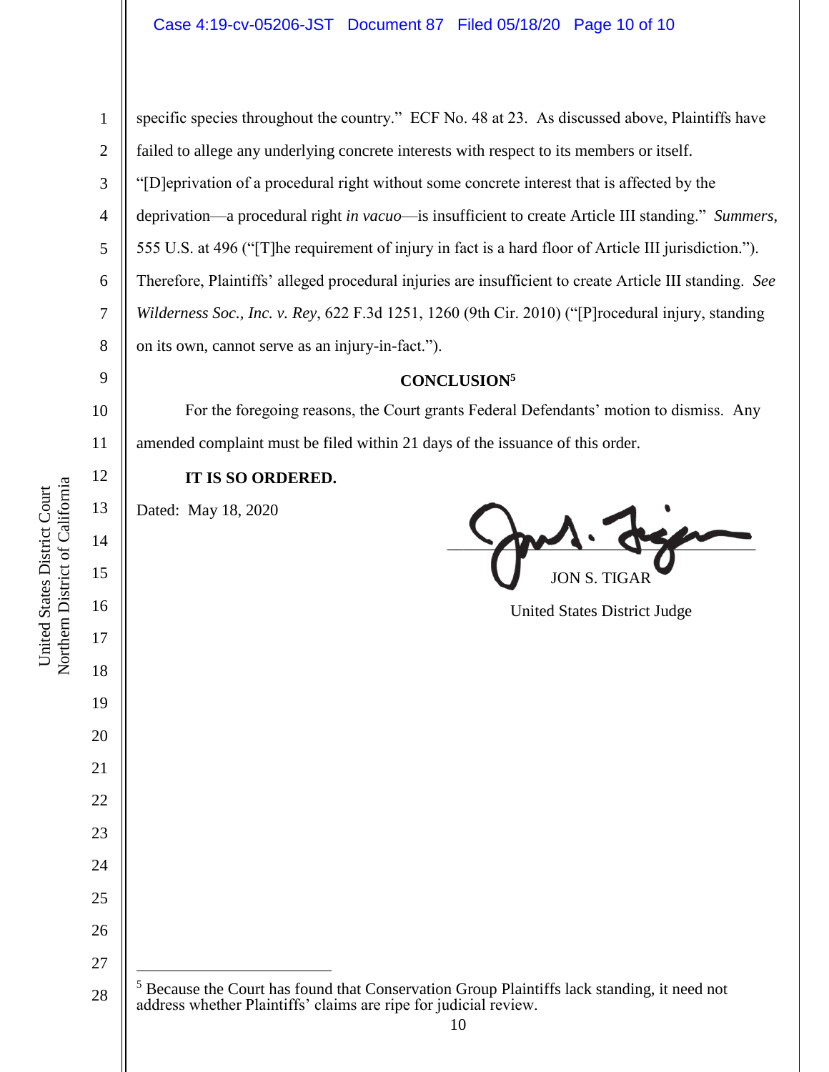specific species throughout the country." ECF No. 48 at 23. As discussed above, Plaintiffs have failed to allege any underlying concrete interests with respect to its members or itself. "[D]eprivation of a procedural right without some concrete interest that is affected by the deprivation—a procedural right *in vacuo*—is insufficient to create Article III standing." *Summers*, 555 U.S. at 496 ("[T]he requirement of injury in fact is a hard floor of Article III jurisdiction."). Therefore, Plaintiffs' alleged procedural injuries are insufficient to create Article III standing. *See Wilderness Soc., Inc. v. Rey*, 622 F.3d 1251, 1260 (9th Cir. 2010) ("[P]rocedural injury, standing on its own, cannot serve as an injury-in-fact.").

**CONCLUSION**[5]

For the foregoing reasons, the Court grants Federal Defendants' motion to dismiss. Any amended complaint must be filed within 21 days of the issuance of this order.

**IT IS SO ORDERED.**

Dated: May 18, 2020

JON S. TIGAR
United States District Judge

[5] Because the Court has found that Conservation Group Plaintiffs lack standing, it need not address whether Plaintiffs' claims are ripe for judicial review.